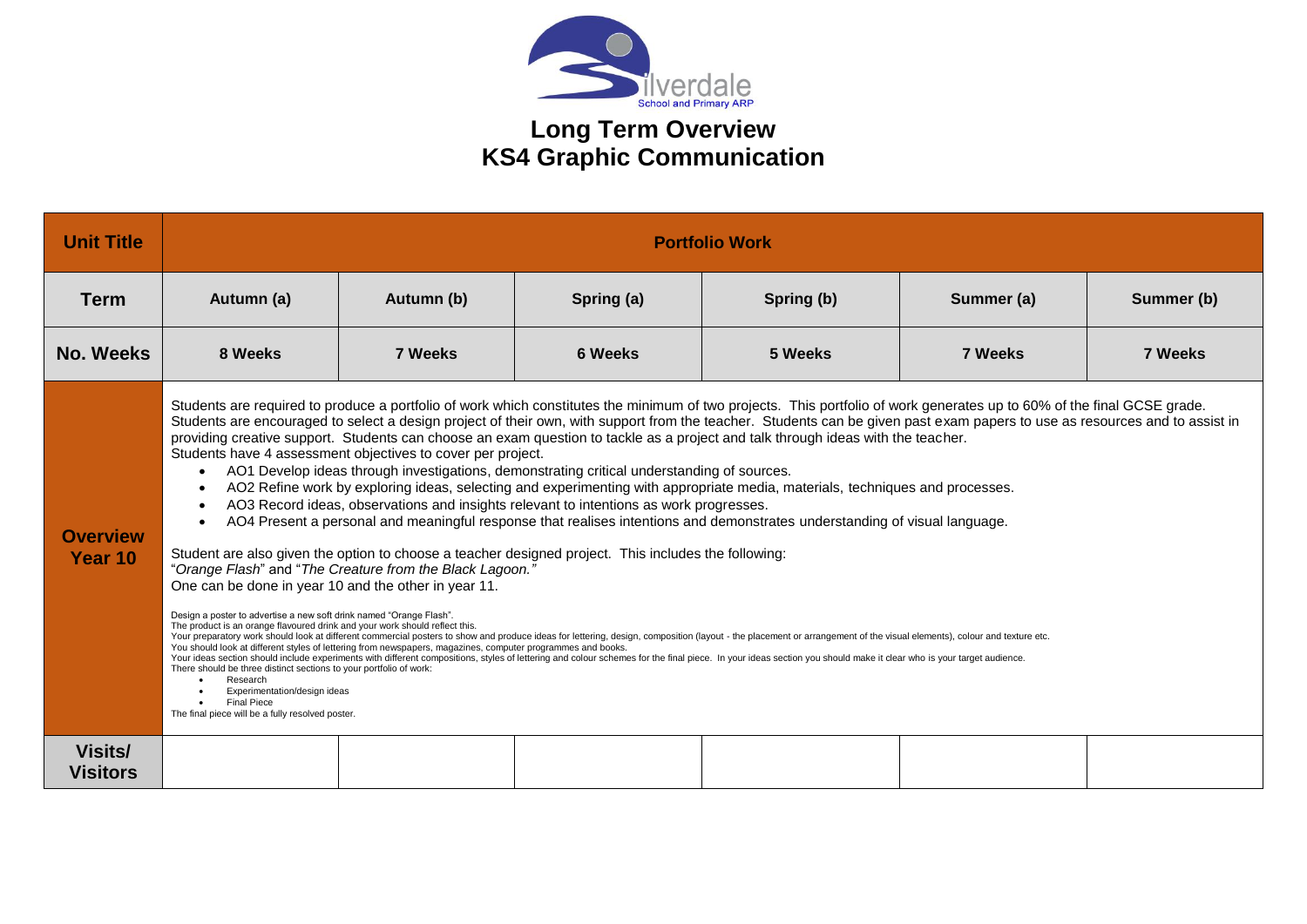Silverdale School and Primary ARP

# Long Term Overview
# KS4 Graphic Communication

| Unit Title | Portfolio Work | | | | | |
|---|---|---|---|---|---|---|
| **Term** | **Autumn (a)** | **Autumn (b)** | **Spring (a)** | **Spring (b)** | **Summer (a)** | **Summer (b)** |
| **No. Weeks** | **8 Weeks** | **7 Weeks** | **6 Weeks** | **5 Weeks** | **7 Weeks** | **7 Weeks** |
| **Overview Year 10** | Students are required to produce a portfolio of work which constitutes the minimum of two projects. This portfolio of work generates up to 60% of the final GCSE grade. Students are encouraged to select a design project of their own, with support from the teacher. Students can be given past exam papers to use as resources and to assist in providing creative support. Students can choose an exam question to tackle as a project and talk through ideas with the teacher.<br>Students have 4 assessment objectives to cover per project.<br>• AO1 Develop ideas through investigations, demonstrating critical understanding of sources.<br>• AO2 Refine work by exploring ideas, selecting and experimenting with appropriate media, materials, techniques and processes.<br>• AO3 Record ideas, observations and insights relevant to intentions as work progresses.<br>• AO4 Present a personal and meaningful response that realises intentions and demonstrates understanding of visual language.<br><br>Student are also given the option to choose a teacher designed project. This includes the following:<br>"*Orange Flash*" and "*The Creature from the Black Lagoon."*<br>One can be done in year 10 and the other in year 11.<br><br>Design a poster to advertise a new soft drink named "Orange Flash".<br>The product is an orange flavoured drink and your work should reflect this.<br>Your preparatory work should look at different commercial posters to show and produce ideas for lettering, design, composition (layout - the placement or arrangement of the visual elements), colour and texture etc.<br>You should look at different styles of lettering from newspapers, magazines, computer programmes and books.<br>Your ideas section should include experiments with different compositions, styles of lettering and colour schemes for the final piece. In your ideas section you should make it clear who is your target audience.<br>There should be three distinct sections to your portfolio of work:<br>• Research<br>• Experimentation/design ideas<br>• Final Piece<br>The final piece will be a fully resolved poster. | | | | | |
| **Visits/ Visitors** | | | | | | |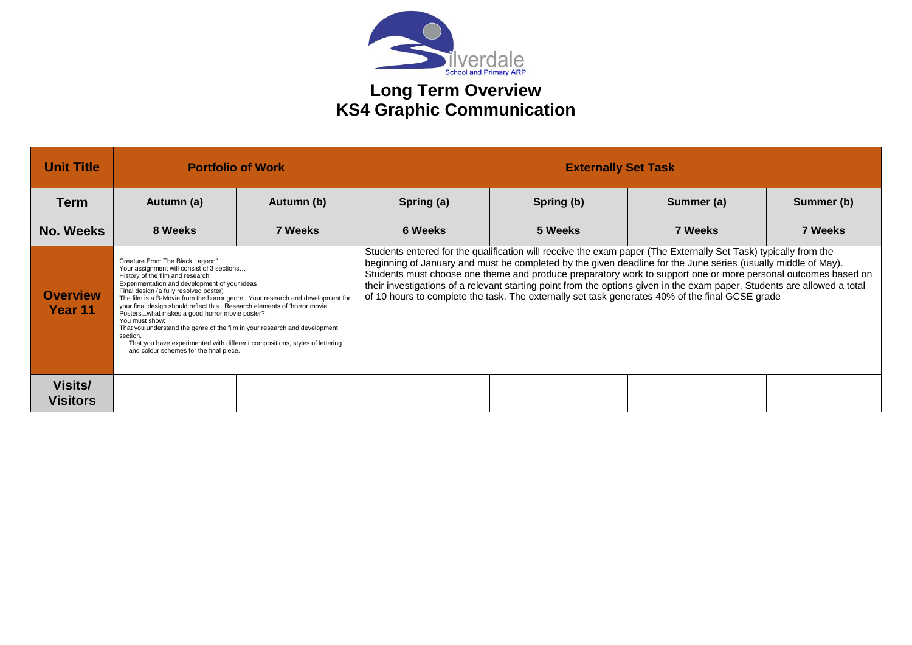Silverdale School and Primary ARP

# Long Term Overview
# KS4 Graphic Communication

| Unit Title | Portfolio of Work | | Externally Set Task | | | |
|---|---|---|---|---|---|---|
| **Term** | **Autumn (a)** | **Autumn (b)** | **Spring (a)** | **Spring (b)** | **Summer (a)** | **Summer (b)** |
| **No. Weeks** | **8 Weeks** | **7 Weeks** | **6 Weeks** | **5 Weeks** | **7 Weeks** | **7 Weeks** |
| **Overview Year 11** | Creature From The Black Lagoon" Your assignment will consist of 3 sections… History of the film and research Experimentation and development of your ideas Final design (a fully resolved poster) The film is a B-Movie from the horror genre. Your research and development for your final design should reflect this. Research elements of 'horror movie' Posters...what makes a good horror movie poster? You must show: That you understand the genre of the film in your research and development section. That you have experimented with different compositions, styles of lettering and colour schemes for the final piece. | | Students entered for the qualification will receive the exam paper (The Externally Set Task) typically from the beginning of January and must be completed by the given deadline for the June series (usually middle of May). Students must choose one theme and produce preparatory work to support one or more personal outcomes based on their investigations of a relevant starting point from the options given in the exam paper. Students are allowed a total of 10 hours to complete the task. The externally set task generates 40% of the final GCSE grade | | | |
| **Visits/ Visitors** | | | | | | |